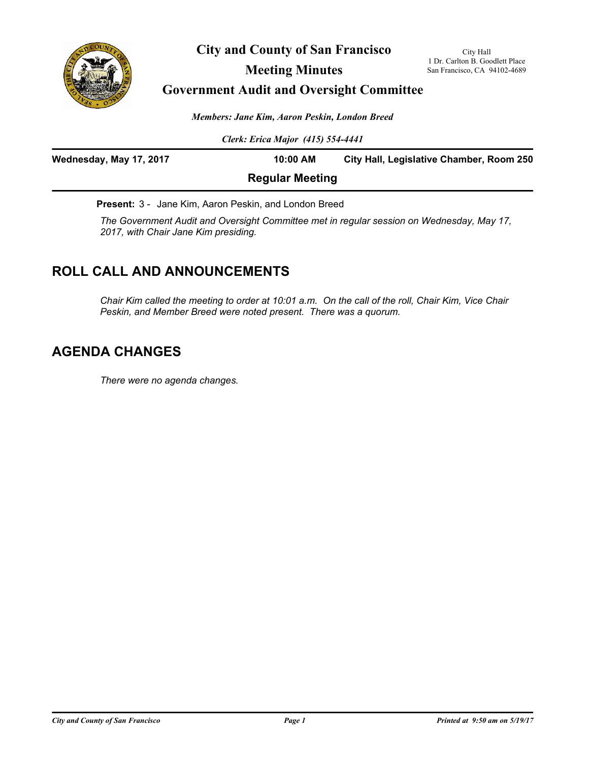# City and County of San Francisco

## Meeting Minutes

## Government Audit and Oversight Committee

City Hall
1 Dr. Carlton B. Goodlett Place
San Francisco, CA 94102-4689

*Members: Jane Kim, Aaron Peskin, London Breed*

*Clerk: Erica Major (415) 554-4441*

**Wednesday, May 17, 2017** **10:00 AM** **City Hall, Legislative Chamber, Room 250**

**Regular Meeting**

**Present:** 3 - Jane Kim, Aaron Peskin, and London Breed

*The Government Audit and Oversight Committee met in regular session on Wednesday, May 17, 2017, with Chair Jane Kim presiding.*

## ROLL CALL AND ANNOUNCEMENTS

*Chair Kim called the meeting to order at 10:01 a.m. On the call of the roll, Chair Kim, Vice Chair Peskin, and Member Breed were noted present. There was a quorum.*

## AGENDA CHANGES

*There were no agenda changes.*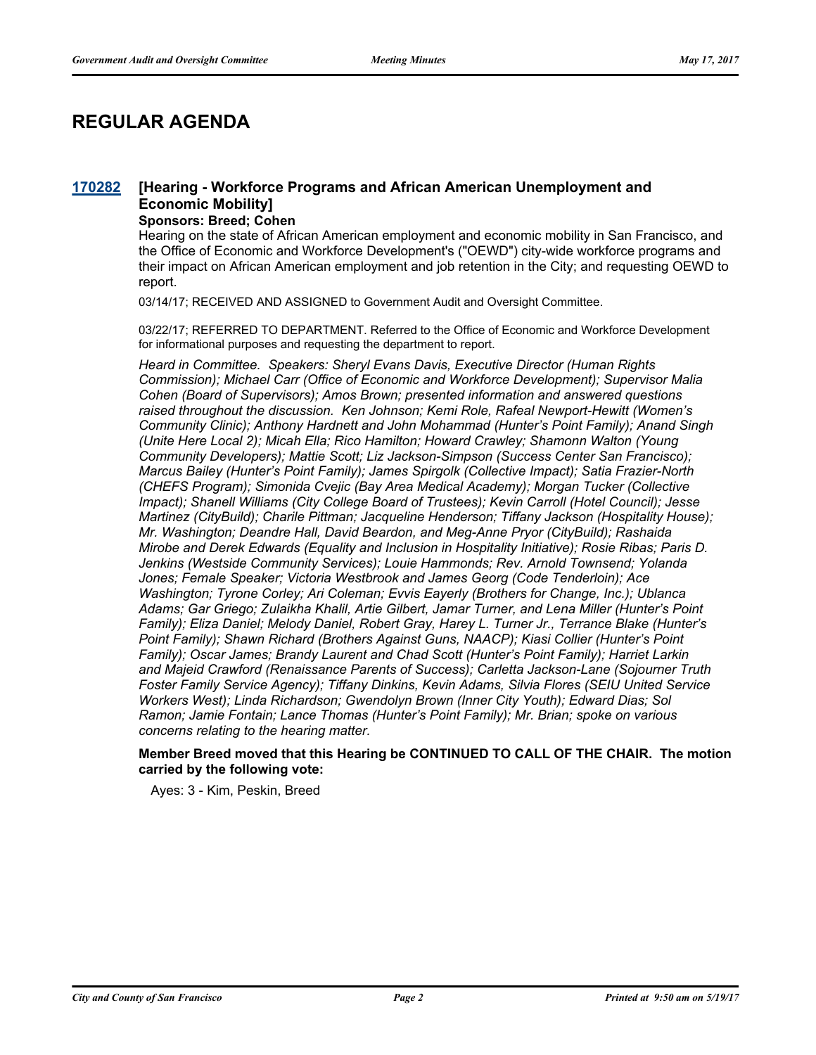# REGULAR AGENDA

### 170282 [Hearing - Workforce Programs and African American Unemployment and Economic Mobility]

**Sponsors: Breed; Cohen**

Hearing on the state of African American employment and economic mobility in San Francisco, and the Office of Economic and Workforce Development's ("OEWD") city-wide workforce programs and their impact on African American employment and job retention in the City; and requesting OEWD to report.

03/14/17; RECEIVED AND ASSIGNED to Government Audit and Oversight Committee.

03/22/17; REFERRED TO DEPARTMENT. Referred to the Office of Economic and Workforce Development for informational purposes and requesting the department to report.

*Heard in Committee. Speakers: Sheryl Evans Davis, Executive Director (Human Rights Commission); Michael Carr (Office of Economic and Workforce Development); Supervisor Malia Cohen (Board of Supervisors); Amos Brown; presented information and answered questions raised throughout the discussion. Ken Johnson; Kemi Role, Rafeal Newport-Hewitt (Women's Community Clinic); Anthony Hardnett and John Mohammad (Hunter's Point Family); Anand Singh (Unite Here Local 2); Micah Ella; Rico Hamilton; Howard Crawley; Shamonn Walton (Young Community Developers); Mattie Scott; Liz Jackson-Simpson (Success Center San Francisco); Marcus Bailey (Hunter's Point Family); James Spirgolk (Collective Impact); Satia Frazier-North (CHEFS Program); Simonida Cvejic (Bay Area Medical Academy); Morgan Tucker (Collective Impact); Shanell Williams (City College Board of Trustees); Kevin Carroll (Hotel Council); Jesse Martinez (CityBuild); Charile Pittman; Jacqueline Henderson; Tiffany Jackson (Hospitality House); Mr. Washington; Deandre Hall, David Beardon, and Meg-Anne Pryor (CityBuild); Rashaida Mirobe and Derek Edwards (Equality and Inclusion in Hospitality Initiative); Rosie Ribas; Paris D. Jenkins (Westside Community Services); Louie Hammonds; Rev. Arnold Townsend; Yolanda Jones; Female Speaker; Victoria Westbrook and James Georg (Code Tenderloin); Ace Washington; Tyrone Corley; Ari Coleman; Evvis Eayerly (Brothers for Change, Inc.); Ublanca Adams; Gar Griego; Zulaikha Khalil, Artie Gilbert, Jamar Turner, and Lena Miller (Hunter's Point Family); Eliza Daniel; Melody Daniel, Robert Gray, Harey L. Turner Jr., Terrance Blake (Hunter's Point Family); Shawn Richard (Brothers Against Guns, NAACP); Kiasi Collier (Hunter's Point Family); Oscar James; Brandy Laurent and Chad Scott (Hunter's Point Family); Harriet Larkin and Majeid Crawford (Renaissance Parents of Success); Carletta Jackson-Lane (Sojourner Truth Foster Family Service Agency); Tiffany Dinkins, Kevin Adams, Silvia Flores (SEIU United Service Workers West); Linda Richardson; Gwendolyn Brown (Inner City Youth); Edward Dias; Sol Ramon; Jamie Fontain; Lance Thomas (Hunter's Point Family); Mr. Brian; spoke on various concerns relating to the hearing matter.*

**Member Breed moved that this Hearing be CONTINUED TO CALL OF THE CHAIR. The motion carried by the following vote:**

Ayes: 3 - Kim, Peskin, Breed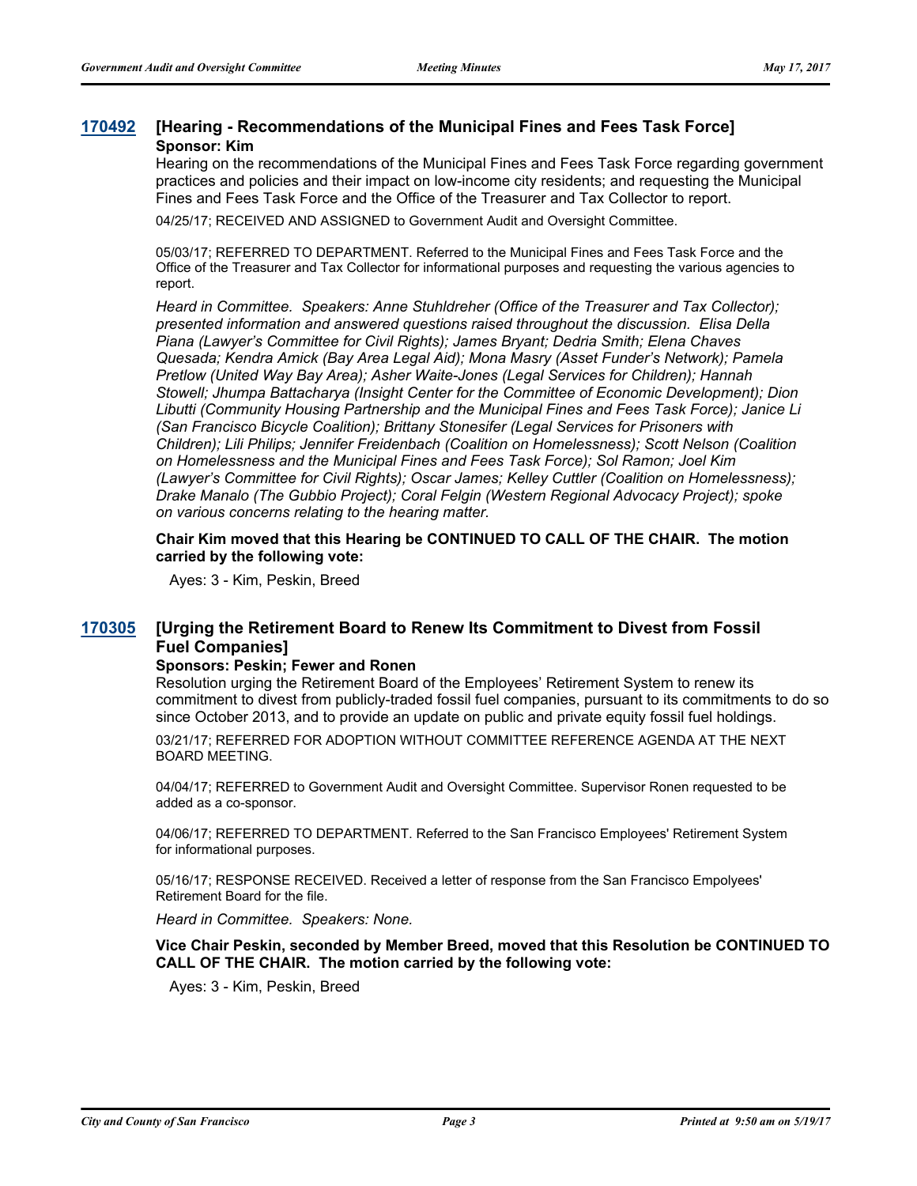## 170492 [Hearing - Recommendations of the Municipal Fines and Fees Task Force]

**Sponsor: Kim**

Hearing on the recommendations of the Municipal Fines and Fees Task Force regarding government practices and policies and their impact on low-income city residents; and requesting the Municipal Fines and Fees Task Force and the Office of the Treasurer and Tax Collector to report.

04/25/17; RECEIVED AND ASSIGNED to Government Audit and Oversight Committee.

05/03/17; REFERRED TO DEPARTMENT. Referred to the Municipal Fines and Fees Task Force and the Office of the Treasurer and Tax Collector for informational purposes and requesting the various agencies to report.

*Heard in Committee. Speakers: Anne Stuhldreher (Office of the Treasurer and Tax Collector); presented information and answered questions raised throughout the discussion. Elisa Della Piana (Lawyer's Committee for Civil Rights); James Bryant; Dedria Smith; Elena Chaves Quesada; Kendra Amick (Bay Area Legal Aid); Mona Masry (Asset Funder's Network); Pamela Pretlow (United Way Bay Area); Asher Waite-Jones (Legal Services for Children); Hannah Stowell; Jhumpa Battacharya (Insight Center for the Committee of Economic Development); Dion Libutti (Community Housing Partnership and the Municipal Fines and Fees Task Force); Janice Li (San Francisco Bicycle Coalition); Brittany Stonesifer (Legal Services for Prisoners with Children); Lili Philips; Jennifer Freidenbach (Coalition on Homelessness); Scott Nelson (Coalition on Homelessness and the Municipal Fines and Fees Task Force); Sol Ramon; Joel Kim (Lawyer's Committee for Civil Rights); Oscar James; Kelley Cuttler (Coalition on Homelessness); Drake Manalo (The Gubbio Project); Coral Felgin (Western Regional Advocacy Project); spoke on various concerns relating to the hearing matter.*

**Chair Kim moved that this Hearing be CONTINUED TO CALL OF THE CHAIR. The motion carried by the following vote:**

Ayes: 3 - Kim, Peskin, Breed

## 170305 [Urging the Retirement Board to Renew Its Commitment to Divest from Fossil Fuel Companies]

**Sponsors: Peskin; Fewer and Ronen**

Resolution urging the Retirement Board of the Employees' Retirement System to renew its commitment to divest from publicly-traded fossil fuel companies, pursuant to its commitments to do so since October 2013, and to provide an update on public and private equity fossil fuel holdings.

03/21/17; REFERRED FOR ADOPTION WITHOUT COMMITTEE REFERENCE AGENDA AT THE NEXT BOARD MEETING.

04/04/17; REFERRED to Government Audit and Oversight Committee. Supervisor Ronen requested to be added as a co-sponsor.

04/06/17; REFERRED TO DEPARTMENT. Referred to the San Francisco Employees' Retirement System for informational purposes.

05/16/17; RESPONSE RECEIVED. Received a letter of response from the San Francisco Empolyees' Retirement Board for the file.

*Heard in Committee. Speakers: None.*

**Vice Chair Peskin, seconded by Member Breed, moved that this Resolution be CONTINUED TO CALL OF THE CHAIR. The motion carried by the following vote:**

Ayes: 3 - Kim, Peskin, Breed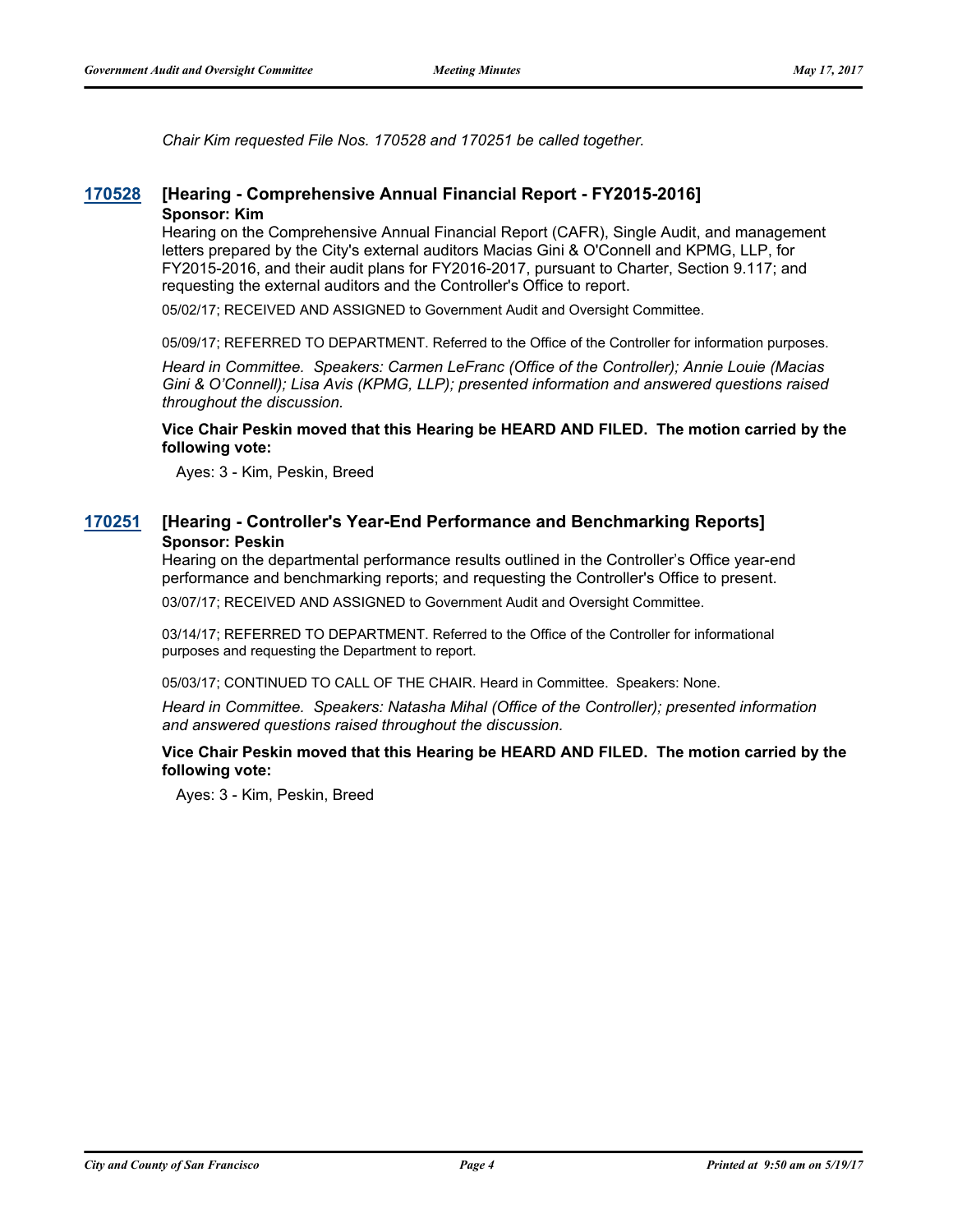*Chair Kim requested File Nos. 170528 and 170251 be called together.*

### 170528 [Hearing - Comprehensive Annual Financial Report - FY2015-2016]

**Sponsor: Kim**

Hearing on the Comprehensive Annual Financial Report (CAFR), Single Audit, and management letters prepared by the City's external auditors Macias Gini & O'Connell and KPMG, LLP, for FY2015-2016, and their audit plans for FY2016-2017, pursuant to Charter, Section 9.117; and requesting the external auditors and the Controller's Office to report.

05/02/17; RECEIVED AND ASSIGNED to Government Audit and Oversight Committee.

05/09/17; REFERRED TO DEPARTMENT. Referred to the Office of the Controller for information purposes.

*Heard in Committee. Speakers: Carmen LeFranc (Office of the Controller); Annie Louie (Macias Gini & O'Connell); Lisa Avis (KPMG, LLP); presented information and answered questions raised throughout the discussion.*

**Vice Chair Peskin moved that this Hearing be HEARD AND FILED. The motion carried by the following vote:**

Ayes: 3 - Kim, Peskin, Breed

### 170251 [Hearing - Controller's Year-End Performance and Benchmarking Reports]

**Sponsor: Peskin**

Hearing on the departmental performance results outlined in the Controller's Office year-end performance and benchmarking reports; and requesting the Controller's Office to present.

03/07/17; RECEIVED AND ASSIGNED to Government Audit and Oversight Committee.

03/14/17; REFERRED TO DEPARTMENT. Referred to the Office of the Controller for informational purposes and requesting the Department to report.

05/03/17; CONTINUED TO CALL OF THE CHAIR. Heard in Committee. Speakers: None.

*Heard in Committee. Speakers: Natasha Mihal (Office of the Controller); presented information and answered questions raised throughout the discussion.*

**Vice Chair Peskin moved that this Hearing be HEARD AND FILED. The motion carried by the following vote:**

Ayes: 3 - Kim, Peskin, Breed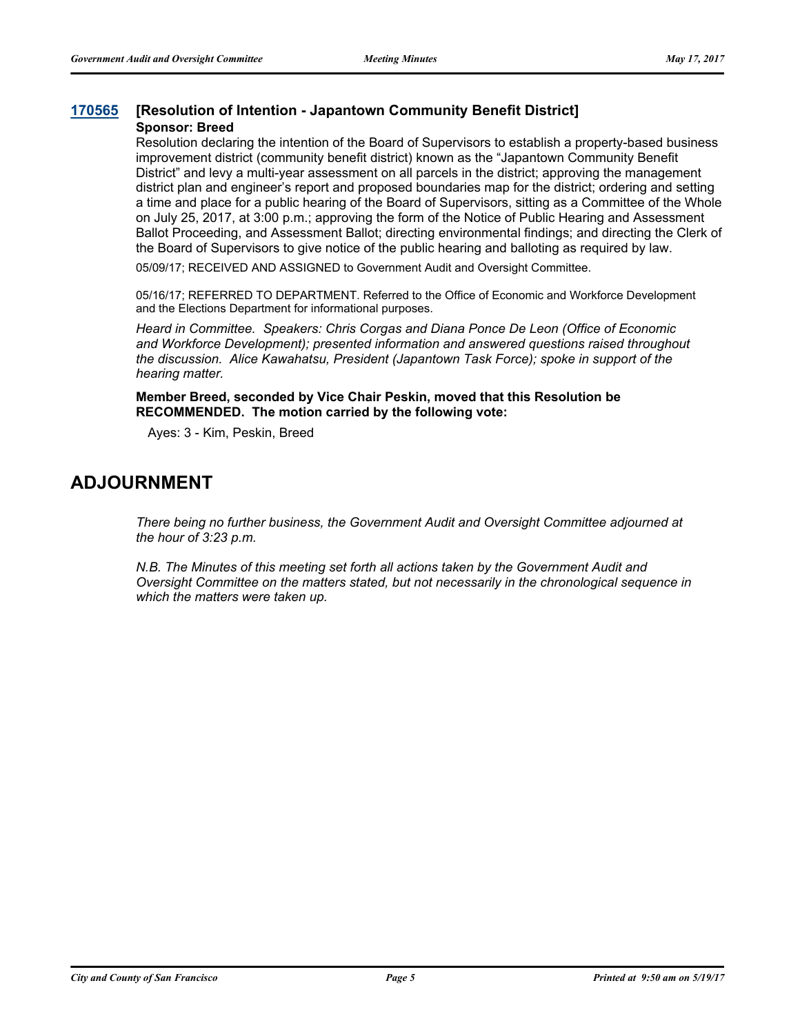**170565** **[Resolution of Intention - Japantown Community Benefit District]**

**Sponsor: Breed**

Resolution declaring the intention of the Board of Supervisors to establish a property-based business improvement district (community benefit district) known as the “Japantown Community Benefit District” and levy a multi-year assessment on all parcels in the district; approving the management district plan and engineer’s report and proposed boundaries map for the district; ordering and setting a time and place for a public hearing of the Board of Supervisors, sitting as a Committee of the Whole on July 25, 2017, at 3:00 p.m.; approving the form of the Notice of Public Hearing and Assessment Ballot Proceeding, and Assessment Ballot; directing environmental findings; and directing the Clerk of the Board of Supervisors to give notice of the public hearing and balloting as required by law.

05/09/17; RECEIVED AND ASSIGNED to Government Audit and Oversight Committee.

05/16/17; REFERRED TO DEPARTMENT. Referred to the Office of Economic and Workforce Development and the Elections Department for informational purposes.

*Heard in Committee. Speakers: Chris Corgas and Diana Ponce De Leon (Office of Economic and Workforce Development); presented information and answered questions raised throughout the discussion. Alice Kawahatsu, President (Japantown Task Force); spoke in support of the hearing matter.*

**Member Breed, seconded by Vice Chair Peskin, moved that this Resolution be RECOMMENDED. The motion carried by the following vote:**

Ayes: 3 - Kim, Peskin, Breed

# ADJOURNMENT

*There being no further business, the Government Audit and Oversight Committee adjourned at the hour of 3:23 p.m.*

*N.B. The Minutes of this meeting set forth all actions taken by the Government Audit and Oversight Committee on the matters stated, but not necessarily in the chronological sequence in which the matters were taken up.*